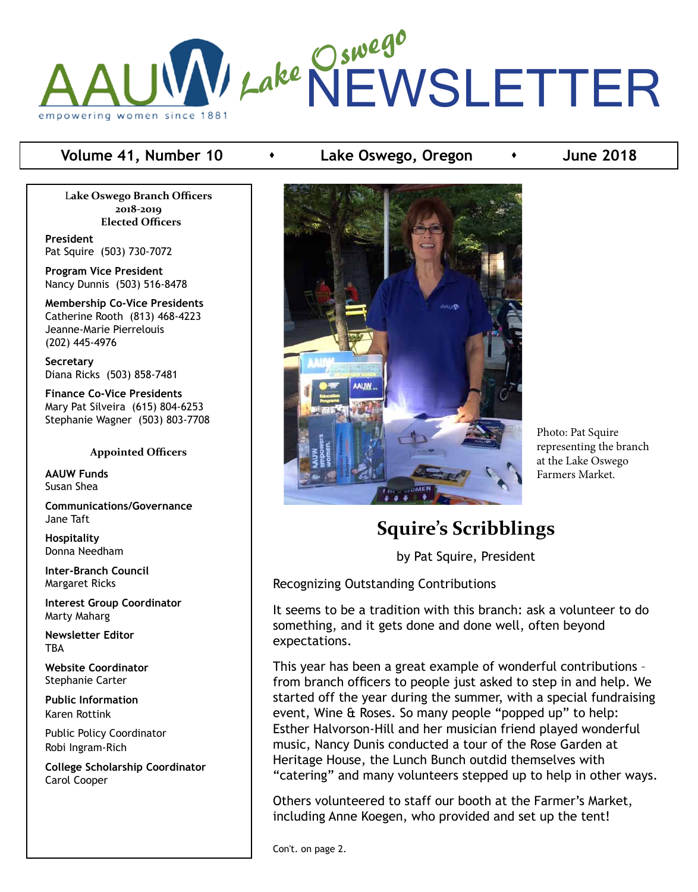# AAUW Lake Oswego NEWSLETTER

empowering women since 1881

**Volume 41, Number 10** ⬩ **Lake Oswego, Oregon** ⬩ **June 2018**

**Lake Oswego Branch Officers 2018-2019**
**Elected Officers**

**President**
Pat Squire (503) 730-7072

**Program Vice President**
Nancy Dunnis (503) 516-8478

**Membership Co-Vice Presidents**
Catherine Rooth (813) 468-4223
Jeanne-Marie Pierrelouis
(202) 445-4976

**Secretary**
Diana Ricks (503) 858-7481

**Finance Co-Vice Presidents**
Mary Pat Silveira (615) 804-6253
Stephanie Wagner (503) 803-7708

**Appointed Officers**

**AAUW Funds**
Susan Shea

**Communications/Governance**
Jane Taft

**Hospitality**
Donna Needham

**Inter-Branch Council**
Margaret Ricks

**Interest Group Coordinator**
Marty Maharg

**Newsletter Editor**
TBA

**Website Coordinator**
Stephanie Carter

**Public Information**
Karen Rottink

Public Policy Coordinator
Robi Ingram-Rich

**College Scholarship Coordinator**
Carol Cooper

Photo: Pat Squire representing the branch at the Lake Oswego Farmers Market.

## Squire's Scribblings

by Pat Squire, President

Recognizing Outstanding Contributions

It seems to be a tradition with this branch: ask a volunteer to do something, and it gets done and done well, often beyond expectations.

This year has been a great example of wonderful contributions – from branch officers to people just asked to step in and help. We started off the year during the summer, with a special fundraising event, Wine & Roses. So many people "popped up" to help: Esther Halvorson-Hill and her musician friend played wonderful music, Nancy Dunis conducted a tour of the Rose Garden at Heritage House, the Lunch Bunch outdid themselves with "catering" and many volunteers stepped up to help in other ways.

Others volunteered to staff our booth at the Farmer's Market, including Anne Koegen, who provided and set up the tent!

Con't. on page 2.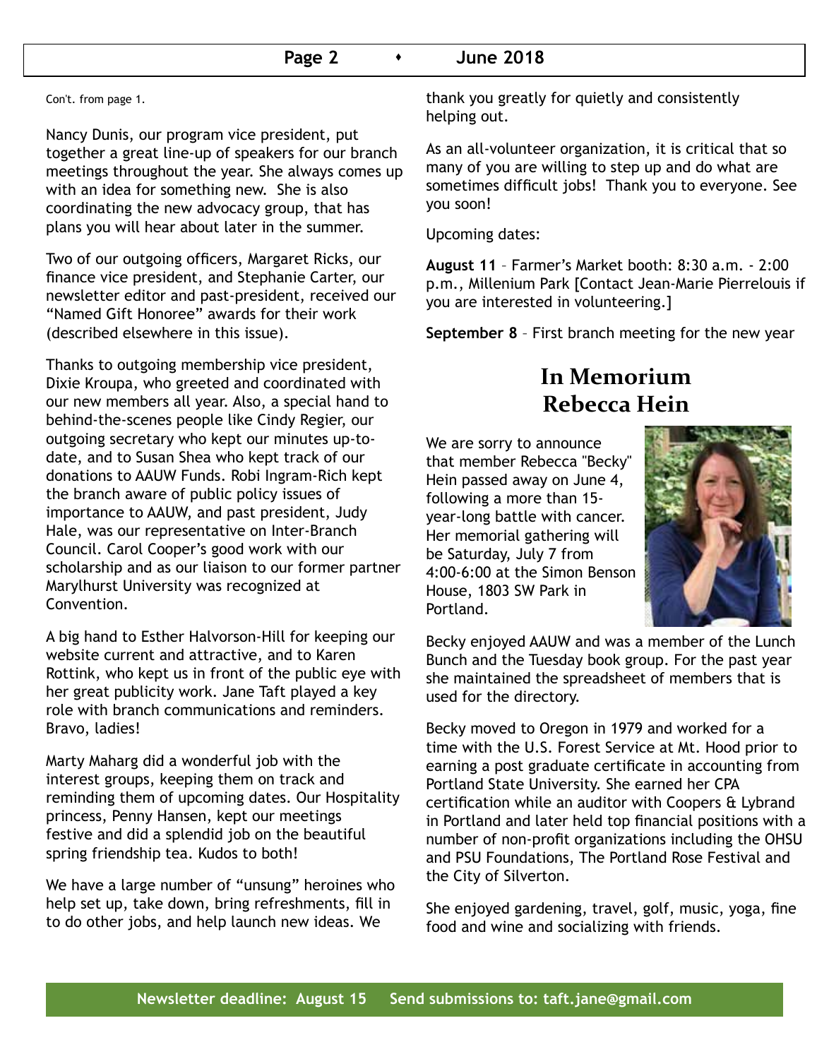Con't. from page 1.

Nancy Dunis, our program vice president, put together a great line-up of speakers for our branch meetings throughout the year. She always comes up with an idea for something new. She is also coordinating the new advocacy group, that has plans you will hear about later in the summer.

Two of our outgoing officers, Margaret Ricks, our finance vice president, and Stephanie Carter, our newsletter editor and past-president, received our "Named Gift Honoree" awards for their work (described elsewhere in this issue).

Thanks to outgoing membership vice president, Dixie Kroupa, who greeted and coordinated with our new members all year. Also, a special hand to behind-the-scenes people like Cindy Regier, our outgoing secretary who kept our minutes up-to-date, and to Susan Shea who kept track of our donations to AAUW Funds. Robi Ingram-Rich kept the branch aware of public policy issues of importance to AAUW, and past president, Judy Hale, was our representative on Inter-Branch Council. Carol Cooper's good work with our scholarship and as our liaison to our former partner Marylhurst University was recognized at Convention.

A big hand to Esther Halvorson-Hill for keeping our website current and attractive, and to Karen Rottink, who kept us in front of the public eye with her great publicity work. Jane Taft played a key role with branch communications and reminders. Bravo, ladies!

Marty Maharg did a wonderful job with the interest groups, keeping them on track and reminding them of upcoming dates. Our Hospitality princess, Penny Hansen, kept our meetings festive and did a splendid job on the beautiful spring friendship tea. Kudos to both!

We have a large number of "unsung" heroines who help set up, take down, bring refreshments, fill in to do other jobs, and help launch new ideas. We thank you greatly for quietly and consistently helping out.

As an all-volunteer organization, it is critical that so many of you are willing to step up and do what are sometimes difficult jobs! Thank you to everyone. See you soon!

Upcoming dates:

**August 11** – Farmer's Market booth: 8:30 a.m. - 2:00 p.m., Millenium Park [Contact Jean-Marie Pierrelouis if you are interested in volunteering.]

**September 8** – First branch meeting for the new year

## In Memorium
## Rebecca Hein

We are sorry to announce that member Rebecca "Becky" Hein passed away on June 4, following a more than 15-year-long battle with cancer. Her memorial gathering will be Saturday, July 7 from 4:00-6:00 at the Simon Benson House, 1803 SW Park in Portland.

Becky enjoyed AAUW and was a member of the Lunch Bunch and the Tuesday book group. For the past year she maintained the spreadsheet of members that is used for the directory.

Becky moved to Oregon in 1979 and worked for a time with the U.S. Forest Service at Mt. Hood prior to earning a post graduate certificate in accounting from Portland State University. She earned her CPA certification while an auditor with Coopers & Lybrand in Portland and later held top financial positions with a number of non-profit organizations including the OHSU and PSU Foundations, The Portland Rose Festival and the City of Silverton.

She enjoyed gardening, travel, golf, music, yoga, fine food and wine and socializing with friends.

**Newsletter deadline: August 15  Send submissions to: taft.jane@gmail.com**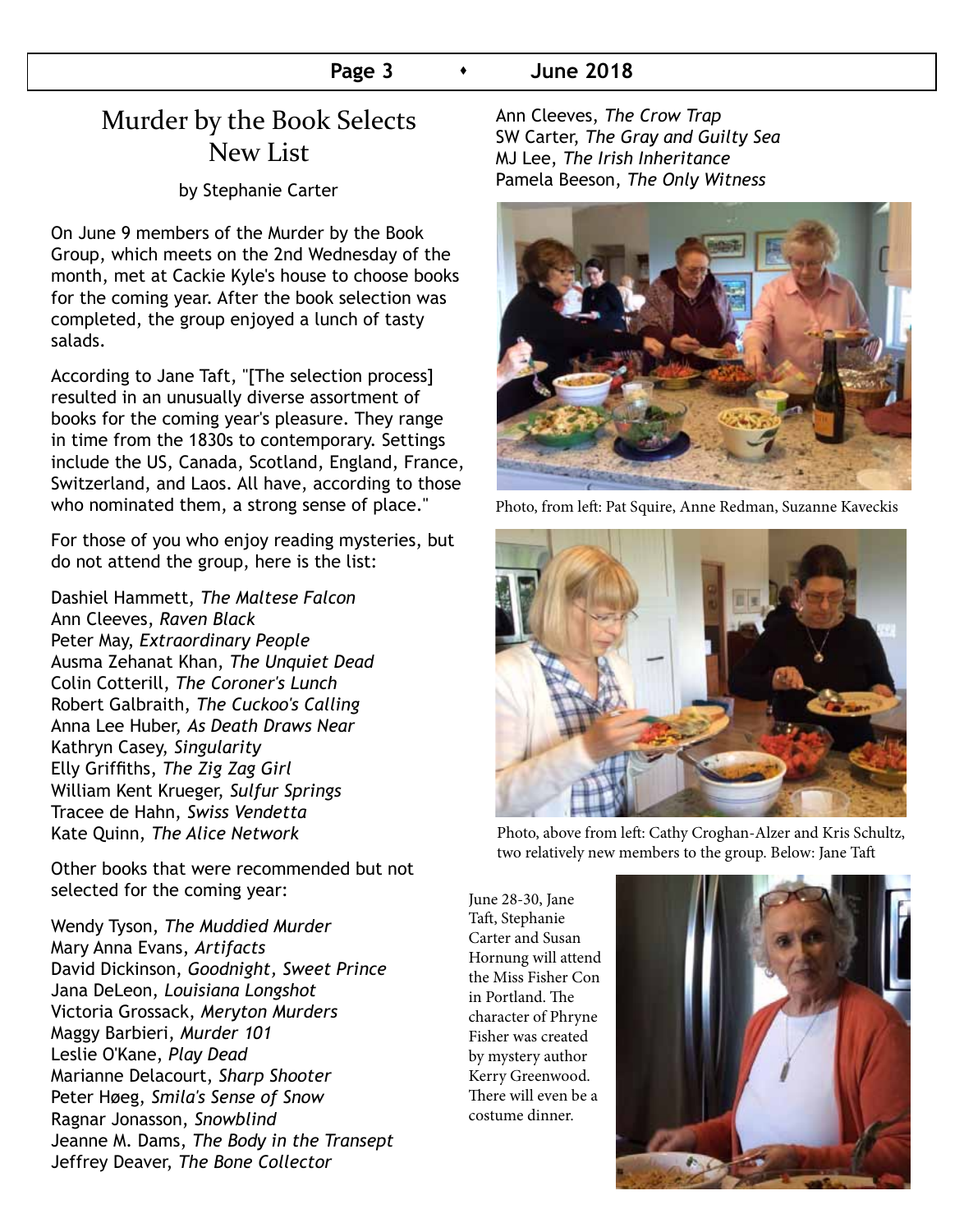# Murder by the Book Selects New List

by Stephanie Carter

On June 9 members of the Murder by the Book Group, which meets on the 2nd Wednesday of the month, met at Cackie Kyle's house to choose books for the coming year. After the book selection was completed, the group enjoyed a lunch of tasty salads.

According to Jane Taft, "[The selection process] resulted in an unusually diverse assortment of books for the coming year's pleasure. They range in time from the 1830s to contemporary. Settings include the US, Canada, Scotland, England, France, Switzerland, and Laos. All have, according to those who nominated them, a strong sense of place."

For those of you who enjoy reading mysteries, but do not attend the group, here is the list:

Dashiel Hammett, *The Maltese Falcon*
Ann Cleeves, *Raven Black*
Peter May, *Extraordinary People*
Ausma Zehanat Khan, *The Unquiet Dead*
Colin Cotterill, *The Coroner's Lunch*
Robert Galbraith, *The Cuckoo's Calling*
Anna Lee Huber, *As Death Draws Near*
Kathryn Casey, *Singularity*
Elly Griffiths, *The Zig Zag Girl*
William Kent Krueger, *Sulfur Springs*
Tracee de Hahn, *Swiss Vendetta*
Kate Quinn, *The Alice Network*

Other books that were recommended but not selected for the coming year:

Wendy Tyson, *The Muddied Murder*
Mary Anna Evans, *Artifacts*
David Dickinson, *Goodnight, Sweet Prince*
Jana DeLeon, *Louisiana Longshot*
Victoria Grossack, *Meryton Murders*
Maggy Barbieri, *Murder 101*
Leslie O'Kane, *Play Dead*
Marianne Delacourt, *Sharp Shooter*
Peter Høeg, *Smila's Sense of Snow*
Ragnar Jonasson, *Snowblind*
Jeanne M. Dams, *The Body in the Transept*
Jeffrey Deaver, *The Bone Collector*
Ann Cleeves, *The Crow Trap*
SW Carter, *The Gray and Guilty Sea*
MJ Lee, *The Irish Inheritance*
Pamela Beeson, *The Only Witness*

Photo, from left: Pat Squire, Anne Redman, Suzanne Kaveckis

Photo, above from left: Cathy Croghan-Alzer and Kris Schultz, two relatively new members to the group. Below: Jane Taft

June 28-30, Jane Taft, Stephanie Carter and Susan Hornung will attend the Miss Fisher Con in Portland. The character of Phryne Fisher was created by mystery author Kerry Greenwood. There will even be a costume dinner.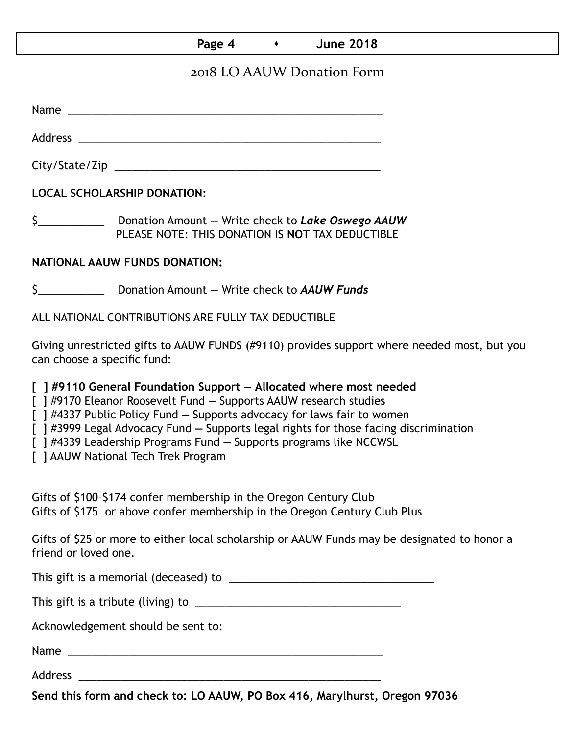# 2018 LO AAUW Donation Form

Name ____________________________________________________

Address __________________________________________________

City/State/Zip ____________________________________________

**LOCAL SCHOLARSHIP DONATION:**

$__________ Donation Amount — Write check to ***Lake Oswego AAUW***
PLEASE NOTE: THIS DONATION IS **NOT** TAX DEDUCTIBLE

**NATIONAL AAUW FUNDS DONATION:**

$__________ Donation Amount — Write check to ***AAUW Funds***

ALL NATIONAL CONTRIBUTIONS ARE FULLY TAX DEDUCTIBLE

Giving unrestricted gifts to AAUW FUNDS (#9110) provides support where needed most, but you can choose a specific fund:

**[ ] #9110 General Foundation Support — Allocated where most needed**
[ ] #9170 Eleanor Roosevelt Fund — Supports AAUW research studies
[ ] #4337 Public Policy Fund — Supports advocacy for laws fair to women
[ ] #3999 Legal Advocacy Fund — Supports legal rights for those facing discrimination
[ ] #4339 Leadership Programs Fund — Supports programs like NCCWSL
[ ] AAUW National Tech Trek Program

Gifts of $100–$174 confer membership in the Oregon Century Club
Gifts of $175 or above confer membership in the Oregon Century Club Plus

Gifts of $25 or more to either local scholarship or AAUW Funds may be designated to honor a friend or loved one.

This gift is a memorial (deceased) to ______________________________

This gift is a tribute (living) to ______________________________

Acknowledgement should be sent to:

Name ____________________________________________________

Address __________________________________________________

**Send this form and check to: LO AAUW, PO Box 416, Marylhurst, Oregon 97036**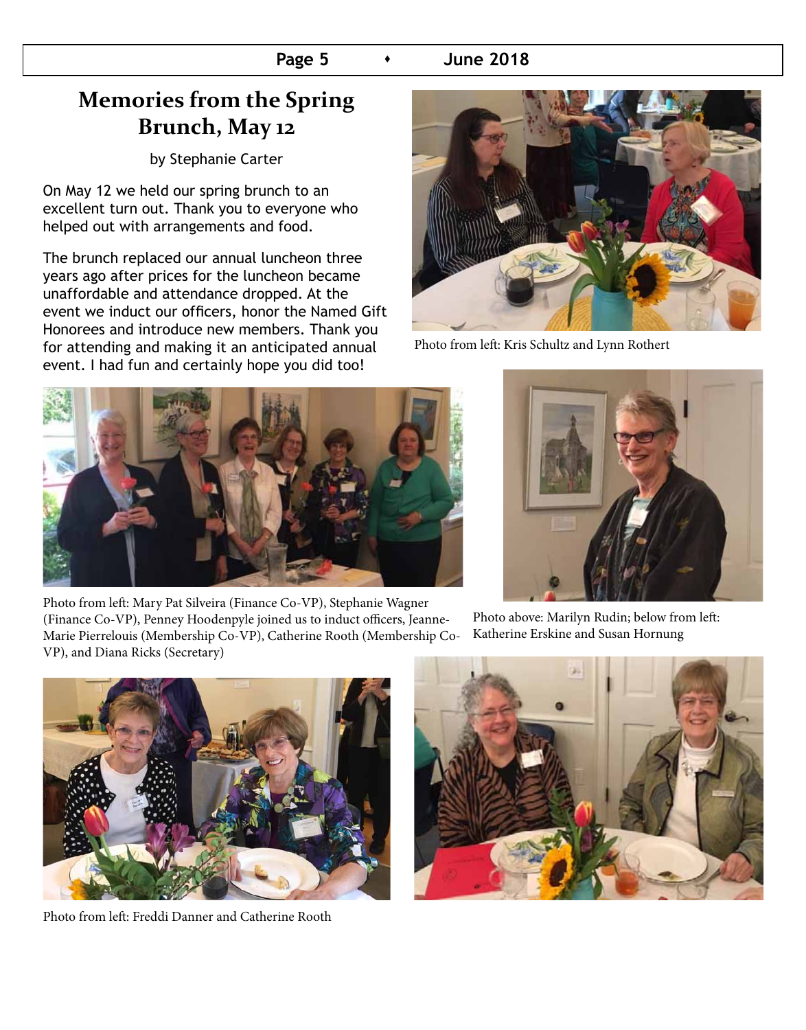# Memories from the Spring Brunch, May 12

by Stephanie Carter

On May 12 we held our spring brunch to an excellent turn out. Thank you to everyone who helped out with arrangements and food.

The brunch replaced our annual luncheon three years ago after prices for the luncheon became unaffordable and attendance dropped. At the event we induct our officers, honor the Named Gift Honorees and introduce new members. Thank you for attending and making it an anticipated annual event. I had fun and certainly hope you did too!

Photo from left: Kris Schultz and Lynn Rothert

Photo from left: Mary Pat Silveira (Finance Co-VP), Stephanie Wagner (Finance Co-VP), Penney Hoodenpyle joined us to induct officers, Jeanne-Marie Pierrelouis (Membership Co-VP), Catherine Rooth (Membership Co-VP), and Diana Ricks (Secretary)

Photo above: Marilyn Rudin; below from left: Katherine Erskine and Susan Hornung

Photo from left: Freddi Danner and Catherine Rooth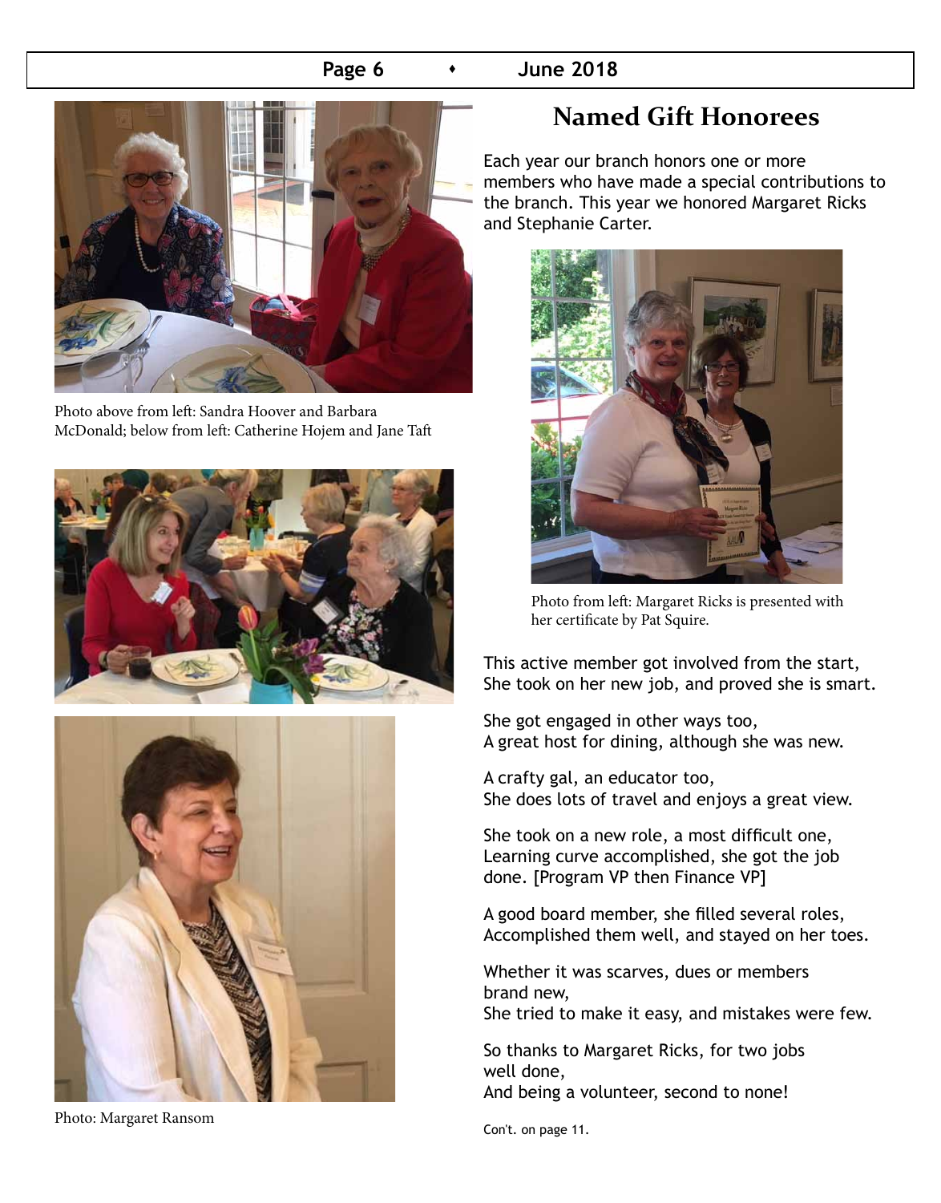Photo above from left: Sandra Hoover and Barbara McDonald; below from left: Catherine Hojem and Jane Taft

Photo: Margaret Ransom

# Named Gift Honorees

Each year our branch honors one or more members who have made a special contributions to the branch. This year we honored Margaret Ricks and Stephanie Carter.

Photo from left: Margaret Ricks is presented with her certificate by Pat Squire.

This active member got involved from the start,
She took on her new job, and proved she is smart.

She got engaged in other ways too,
A great host for dining, although she was new.

A crafty gal, an educator too,
She does lots of travel and enjoys a great view.

She took on a new role, a most difficult one,
Learning curve accomplished, she got the job done. [Program VP then Finance VP]

A good board member, she filled several roles,
Accomplished them well, and stayed on her toes.

Whether it was scarves, dues or members brand new,
She tried to make it easy, and mistakes were few.

So thanks to Margaret Ricks, for two jobs well done,
And being a volunteer, second to none!

Con't. on page 11.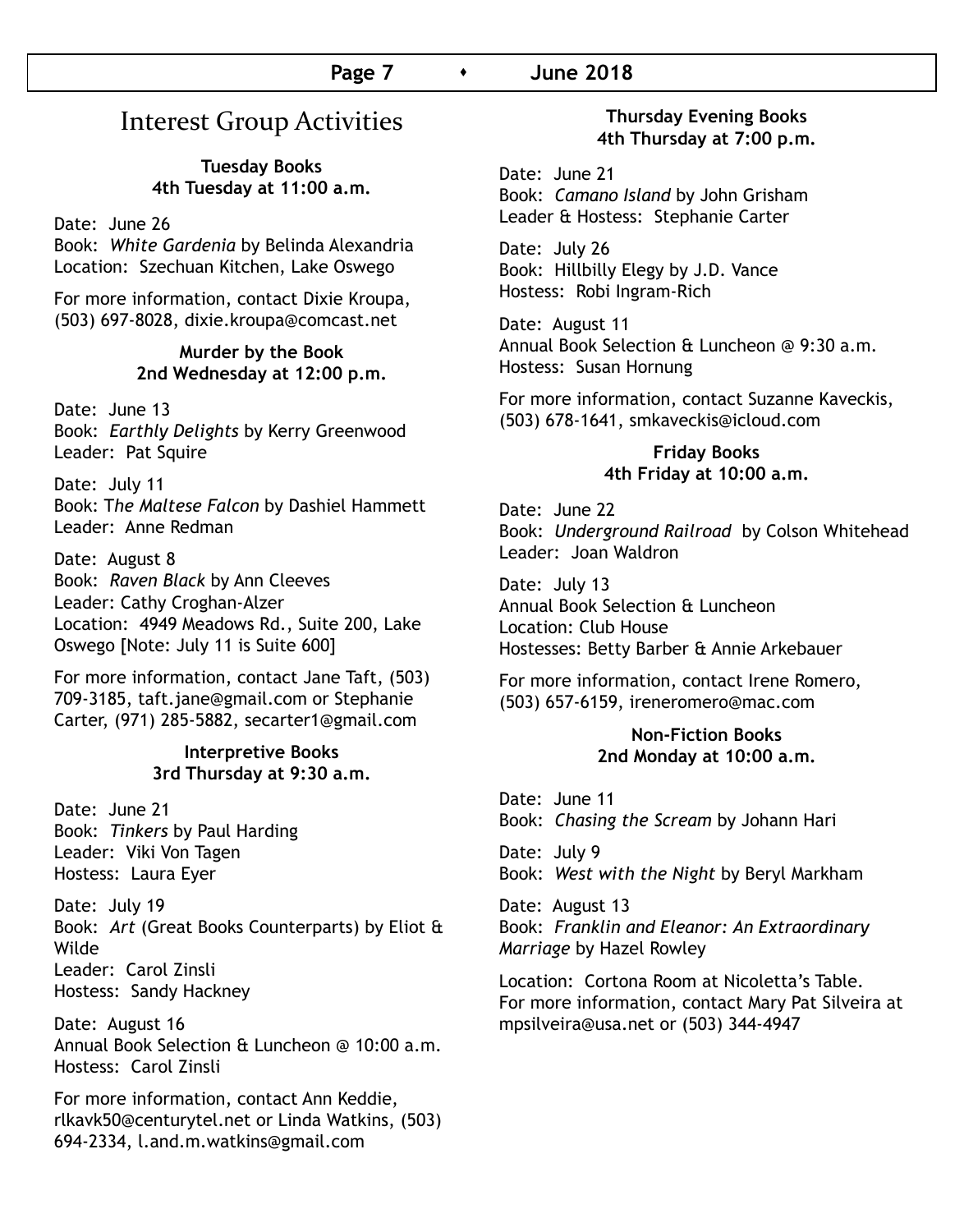# Interest Group Activities

### Tuesday Books
**4th Tuesday at 11:00 a.m.**

Date: June 26
Book: *White Gardenia* by Belinda Alexandria
Location: Szechuan Kitchen, Lake Oswego

For more information, contact Dixie Kroupa, (503) 697-8028, dixie.kroupa@comcast.net

### Murder by the Book
**2nd Wednesday at 12:00 p.m.**

Date: June 13
Book: *Earthly Delights* by Kerry Greenwood
Leader: Pat Squire

Date: July 11
Book: T*he Maltese Falcon* by Dashiel Hammett
Leader: Anne Redman

Date: August 8
Book: *Raven Black* by Ann Cleeves
Leader: Cathy Croghan-Alzer
Location: 4949 Meadows Rd., Suite 200, Lake Oswego [Note: July 11 is Suite 600]

For more information, contact Jane Taft, (503) 709-3185, taft.jane@gmail.com or Stephanie Carter, (971) 285-5882, secarter1@gmail.com

### Interpretive Books
**3rd Thursday at 9:30 a.m.**

Date: June 21
Book: *Tinkers* by Paul Harding
Leader: Viki Von Tagen
Hostess: Laura Eyer

Date: July 19
Book: *Art* (Great Books Counterparts) by Eliot & Wilde
Leader: Carol Zinsli
Hostess: Sandy Hackney

Date: August 16
Annual Book Selection & Luncheon @ 10:00 a.m.
Hostess: Carol Zinsli

For more information, contact Ann Keddie, rlkavk50@centurytel.net or Linda Watkins, (503) 694-2334, l.and.m.watkins@gmail.com

### Thursday Evening Books
**4th Thursday at 7:00 p.m.**

Date: June 21
Book: *Camano Island* by John Grisham
Leader & Hostess: Stephanie Carter

Date: July 26
Book: Hillbilly Elegy by J.D. Vance
Hostess: Robi Ingram-Rich

Date: August 11
Annual Book Selection & Luncheon @ 9:30 a.m.
Hostess: Susan Hornung

For more information, contact Suzanne Kaveckis, (503) 678-1641, smkaveckis@icloud.com

### Friday Books
**4th Friday at 10:00 a.m.**

Date: June 22
Book: *Underground Railroad* by Colson Whitehead
Leader: Joan Waldron

Date: July 13
Annual Book Selection & Luncheon
Location: Club House
Hostesses: Betty Barber & Annie Arkebauer

For more information, contact Irene Romero, (503) 657-6159, ireneromero@mac.com

### Non-Fiction Books
**2nd Monday at 10:00 a.m.**

Date: June 11
Book: *Chasing the Scream* by Johann Hari

Date: July 9
Book: *West with the Night* by Beryl Markham

Date: August 13
Book: *Franklin and Eleanor: An Extraordinary Marriage* by Hazel Rowley

Location: Cortona Room at Nicoletta's Table.
For more information, contact Mary Pat Silveira at mpsilveira@usa.net or (503) 344-4947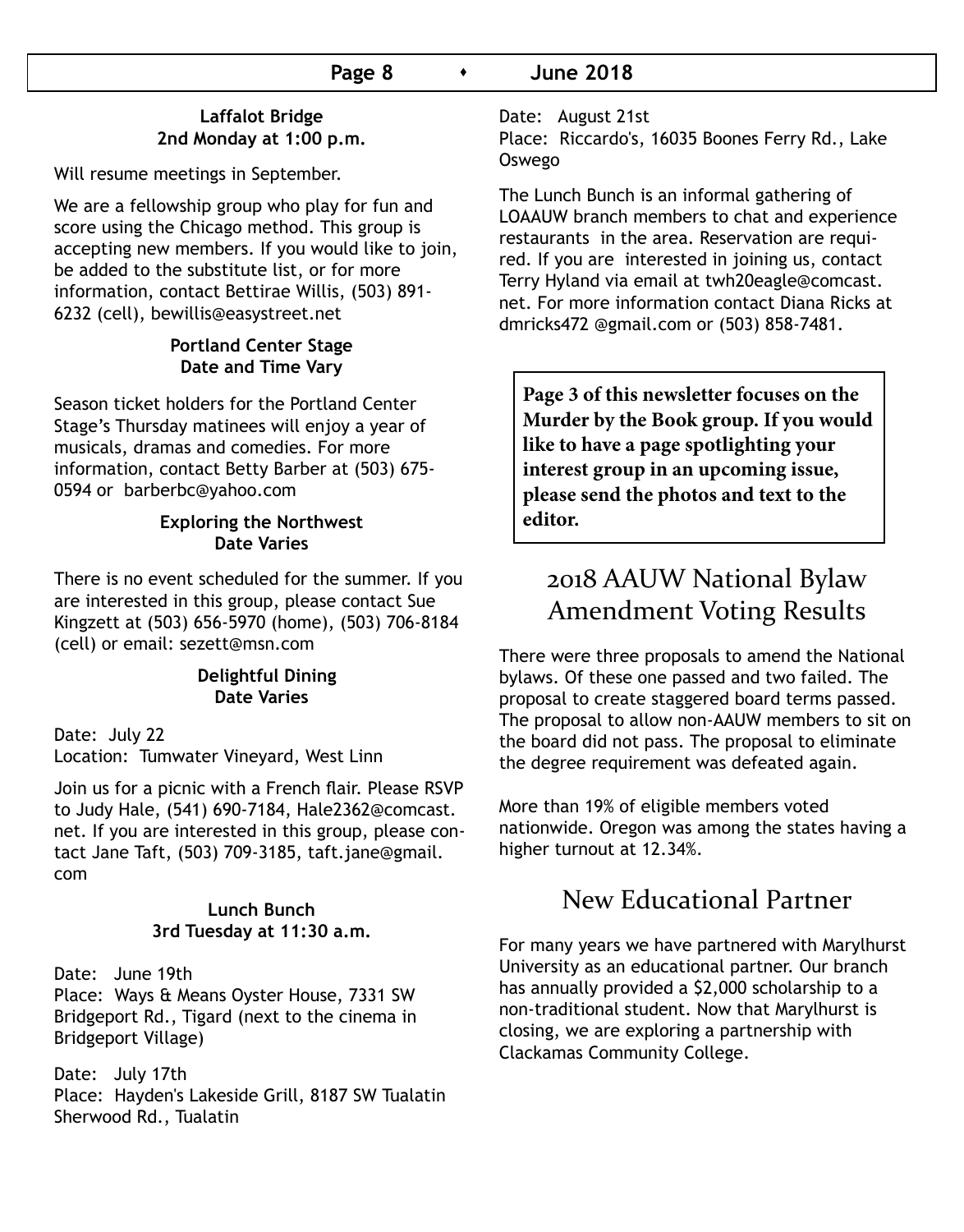**Laffalot Bridge**
**2nd Monday at 1:00 p.m.**

Will resume meetings in September.

We are a fellowship group who play for fun and score using the Chicago method. This group is accepting new members. If you would like to join, be added to the substitute list, or for more information, contact Bettirae Willis, (503) 891-6232 (cell), bewillis@easystreet.net

**Portland Center Stage**
**Date and Time Vary**

Season ticket holders for the Portland Center Stage's Thursday matinees will enjoy a year of musicals, dramas and comedies. For more information, contact Betty Barber at (503) 675-0594 or barberbc@yahoo.com

**Exploring the Northwest**
**Date Varies**

There is no event scheduled for the summer. If you are interested in this group, please contact Sue Kingzett at (503) 656-5970 (home), (503) 706-8184 (cell) or email: sezett@msn.com

**Delightful Dining**
**Date Varies**

Date: July 22
Location: Tumwater Vineyard, West Linn

Join us for a picnic with a French flair. Please RSVP to Judy Hale, (541) 690-7184, Hale2362@comcast.net. If you are interested in this group, please contact Jane Taft, (503) 709-3185, taft.jane@gmail.com

**Lunch Bunch**
**3rd Tuesday at 11:30 a.m.**

Date: June 19th
Place: Ways & Means Oyster House, 7331 SW Bridgeport Rd., Tigard (next to the cinema in Bridgeport Village)

Date: July 17th
Place: Hayden's Lakeside Grill, 8187 SW Tualatin Sherwood Rd., Tualatin

Date: August 21st
Place: Riccardo's, 16035 Boones Ferry Rd., Lake Oswego

The Lunch Bunch is an informal gathering of LOAAUW branch members to chat and experience restaurants in the area. Reservation are required. If you are interested in joining us, contact Terry Hyland via email at twh20eagle@comcast.net. For more information contact Diana Ricks at dmricks472 @gmail.com or (503) 858-7481.

**Page 3 of this newsletter focuses on the Murder by the Book group. If you would like to have a page spotlighting your interest group in an upcoming issue, please send the photos and text to the editor.**

## 2018 AAUW National Bylaw Amendment Voting Results

There were three proposals to amend the National bylaws. Of these one passed and two failed. The proposal to create staggered board terms passed. The proposal to allow non-AAUW members to sit on the board did not pass. The proposal to eliminate the degree requirement was defeated again.

More than 19% of eligible members voted nationwide. Oregon was among the states having a higher turnout at 12.34%.

## New Educational Partner

For many years we have partnered with Marylhurst University as an educational partner. Our branch has annually provided a $2,000 scholarship to a non-traditional student. Now that Marylhurst is closing, we are exploring a partnership with Clackamas Community College.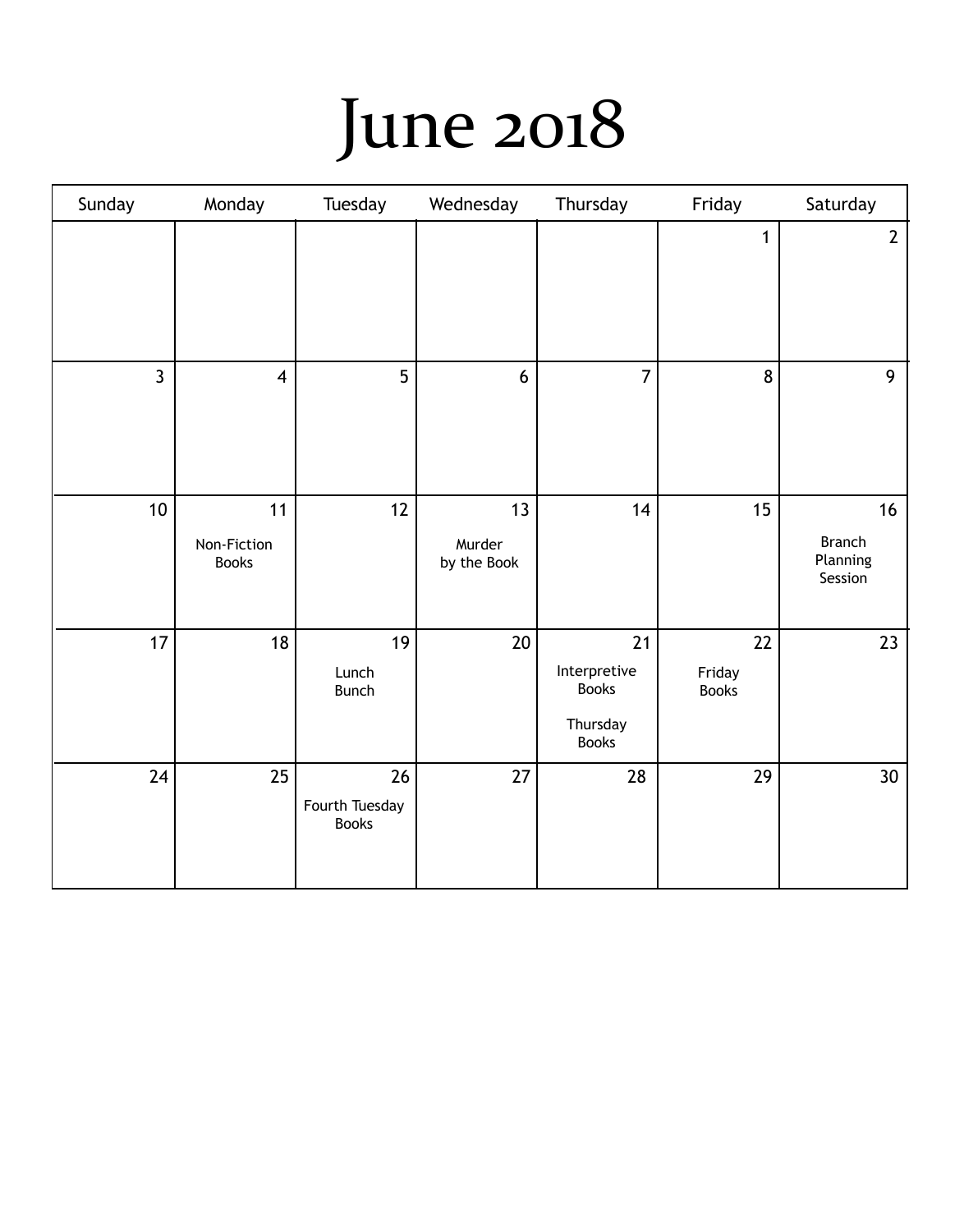# June 2018

| Sunday | Monday | Tuesday | Wednesday | Thursday | Friday | Saturday |
|---|---|---|---|---|---|---|
| | | | | | 1 | 2 |
| 3 | 4 | 5 | 6 | 7 | 8 | 9 |
| 10 | 11<br>Non-Fiction Books | 12 | 13<br>Murder by the Book | 14 | 15 | 16<br>Branch Planning Session |
| 17 | 18 | 19<br>Lunch Bunch | 20 | 21<br>Interpretive Books<br><br>Thursday Books | 22<br>Friday Books | 23 |
| 24 | 25 | 26<br>Fourth Tuesday Books | 27 | 28 | 29 | 30 |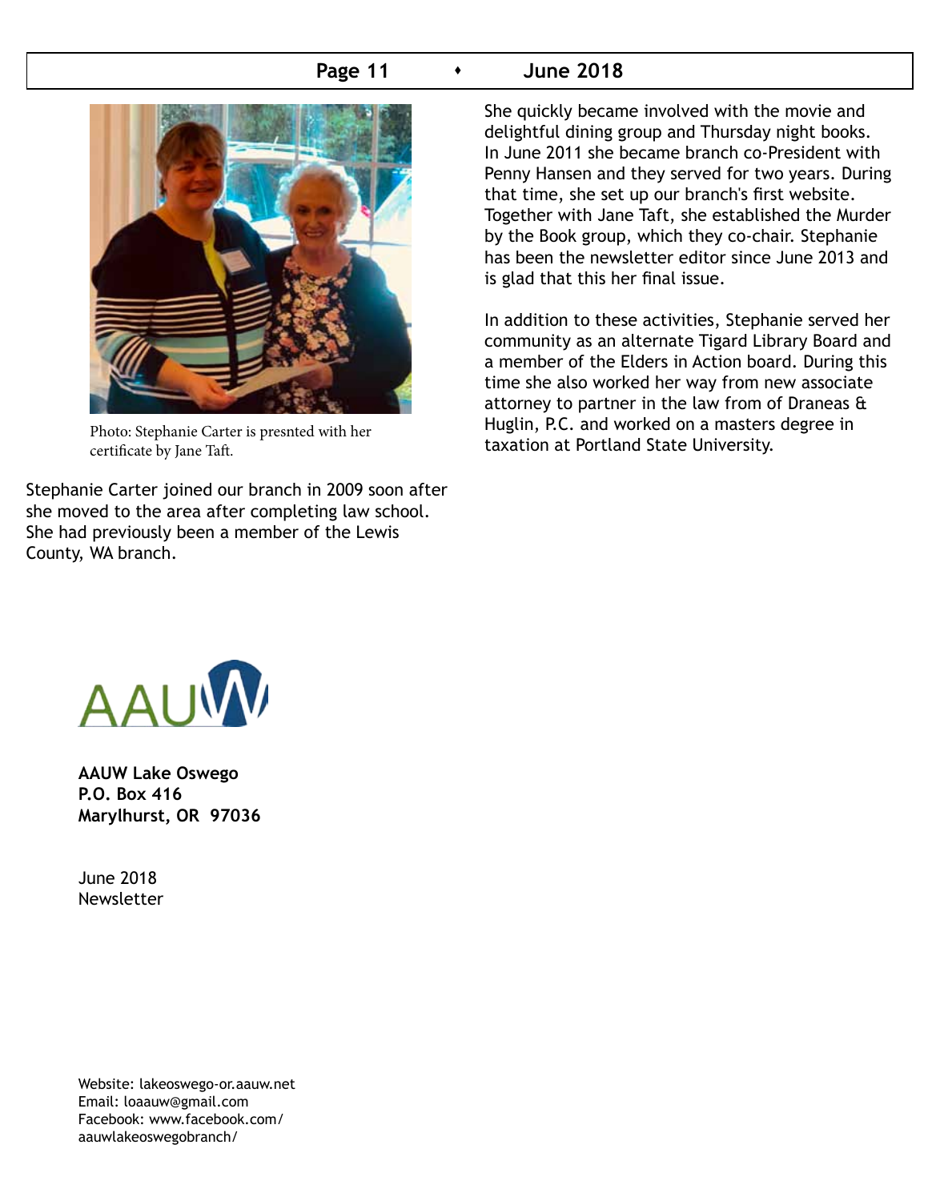Photo: Stephanie Carter is presnted with her certificate by Jane Taft.

Stephanie Carter joined our branch in 2009 soon after she moved to the area after completing law school. She had previously been a member of the Lewis County, WA branch.

She quickly became involved with the movie and delightful dining group and Thursday night books. In June 2011 she became branch co-President with Penny Hansen and they served for two years. During that time, she set up our branch's first website. Together with Jane Taft, she established the Murder by the Book group, which they co-chair. Stephanie has been the newsletter editor since June 2013 and is glad that this her final issue.

In addition to these activities, Stephanie served her community as an alternate Tigard Library Board and a member of the Elders in Action board. During this time she also worked her way from new associate attorney to partner in the law from of Draneas & Huglin, P.C. and worked on a masters degree in taxation at Portland State University.

AAUW

**AAUW Lake Oswego**
**P.O. Box 416**
**Marylhurst, OR 97036**

June 2018
Newsletter

Website: lakeoswego-or.aauw.net
Email: loaauw@gmail.com
Facebook: www.facebook.com/aauwlakeoswegobranch/